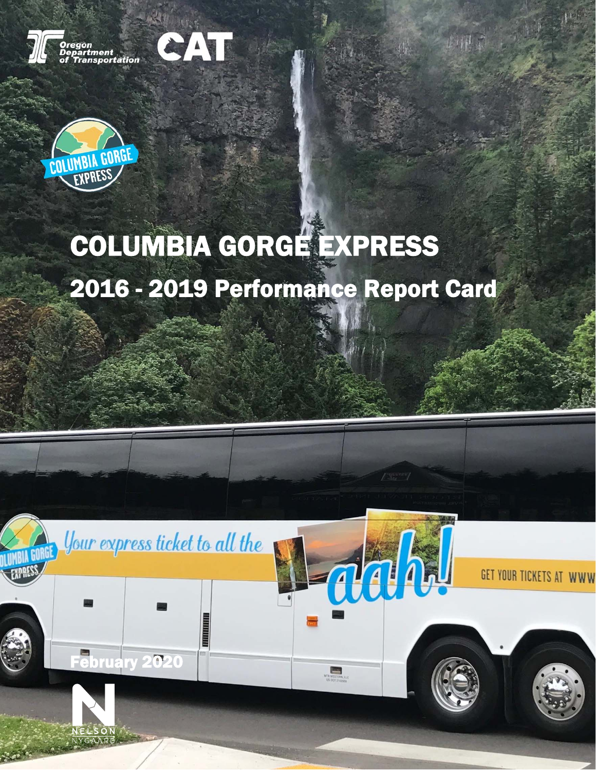# COLUMBIA GORGE EXPRESS

## 2016 - 2019 Performance Report Card

February 2020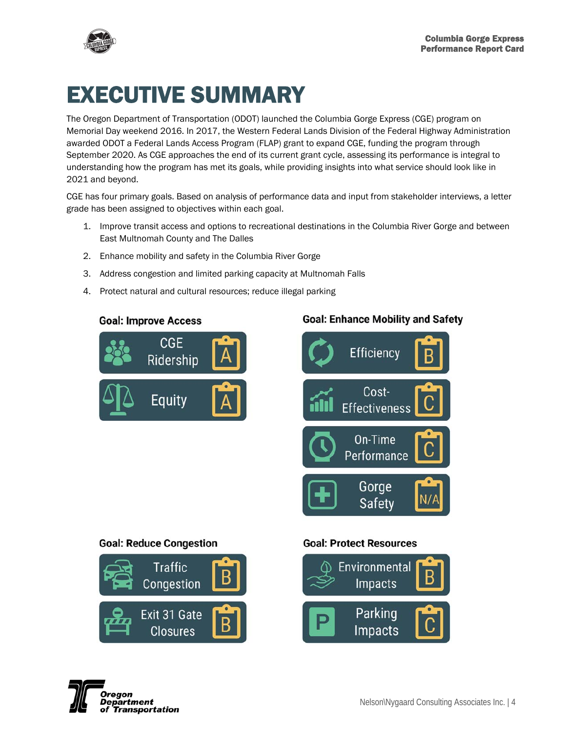# EXECUTIVE SUMMARY

The Oregon Department of Transportation (ODOT) launched the Columbia Gorge Express (CGE) program on Memorial Day weekend 2016. In 2017, the Western Federal Lands Division of the Federal Highway Administration awarded ODOT a Federal Lands Access Program (FLAP) grant to expand CGE, funding the program through September 2020. As CGE approaches the end of its current grant cycle, assessing its performance is integral to understanding how the program has met its goals, while providing insights into what service should look like in 2021 and beyond.

CGE has four primary goals. Based on analysis of performance data and input from stakeholder interviews, a letter grade has been assigned to objectives within each goal.

1. Improve transit access and options to recreational destinations in the Columbia River Gorge and between East Multnomah County and The Dalles
2. Enhance mobility and safety in the Columbia River Gorge
3. Address congestion and limited parking capacity at Multnomah Falls
4. Protect natural and cultural resources; reduce illegal parking

### Goal: Improve Access

| Objective | Grade |
|---|---|
| CGE Ridership | A |
| Equity | A |

### Goal: Enhance Mobility and Safety

| Objective | Grade |
|---|---|
| Efficiency | B |
| Cost-Effectiveness | C |
| On-Time Performance | C |
| Gorge Safety | N/A |

### Goal: Reduce Congestion

| Objective | Grade |
|---|---|
| Traffic Congestion | B |
| Exit 31 Gate Closures | B |

### Goal: Protect Resources

| Objective | Grade |
|---|---|
| Environmental Impacts | B |
| Parking Impacts | C |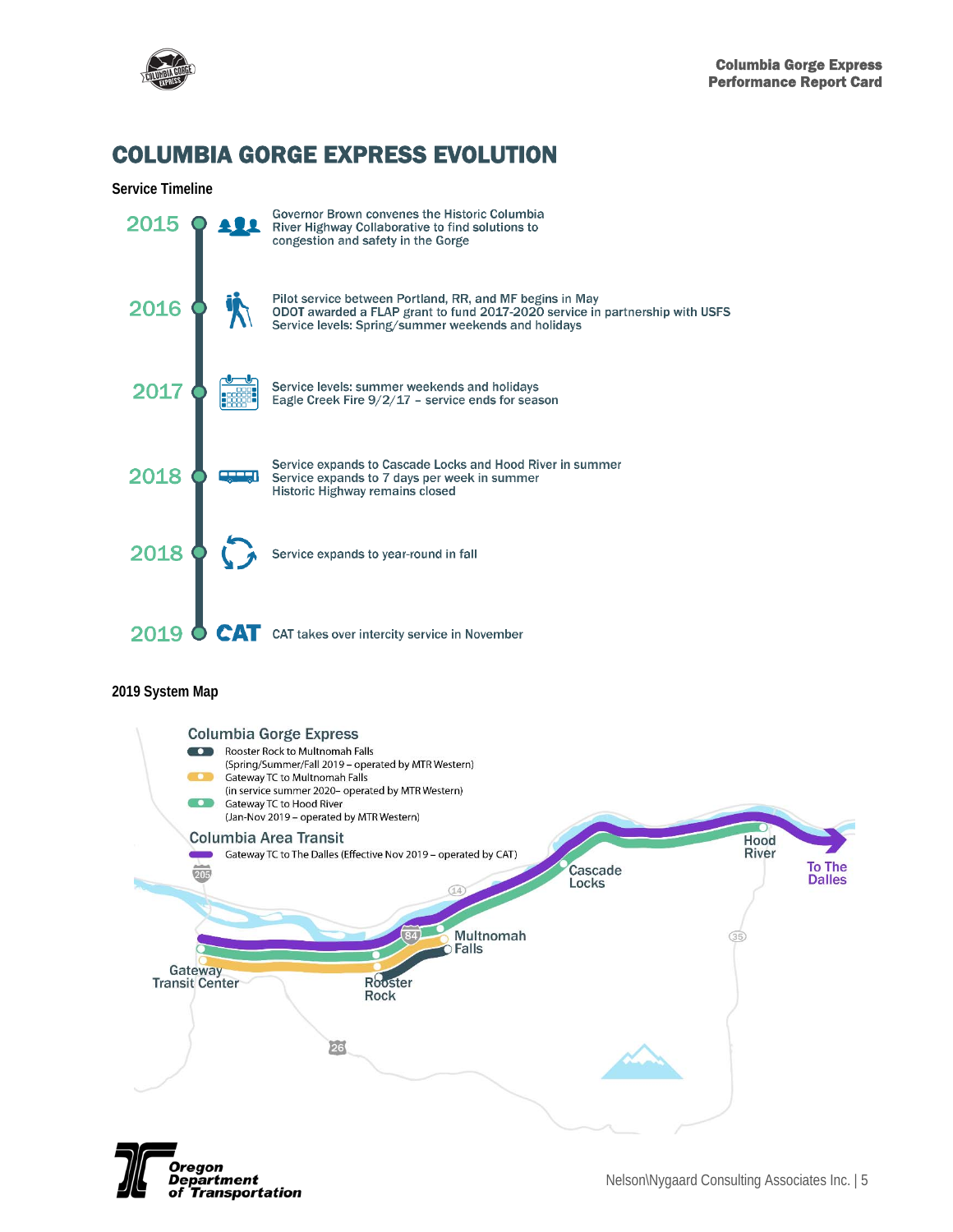# COLUMBIA GORGE EXPRESS EVOLUTION

### Service Timeline

**2015**
Governor Brown convenes the Historic Columbia River Highway Collaborative to find solutions to congestion and safety in the Gorge

**2016**
Pilot service between Portland, RR, and MF begins in May
ODOT awarded a FLAP grant to fund 2017-2020 service in partnership with USFS
Service levels: Spring/summer weekends and holidays

**2017**
Service levels: summer weekends and holidays
Eagle Creek Fire 9/2/17 – service ends for season

**2018**
Service expands to Cascade Locks and Hood River in summer
Service expands to 7 days per week in summer
Historic Highway remains closed

**2018**
Service expands to year-round in fall

**2019**
CAT takes over intercity service in November

### 2019 System Map

**Columbia Gorge Express**

- Rooster Rock to Multnomah Falls (Spring/Summer/Fall 2019 – operated by MTR Western)
- Gateway TC to Multnomah Falls (in service summer 2020– operated by MTR Western)
- Gateway TC to Hood River (Jan-Nov 2019 – operated by MTR Western)

**Columbia Area Transit**

- Gateway TC to The Dalles (Effective Nov 2019 – operated by CAT)

Gateway Transit Center · Rooster Rock · Multnomah Falls · Cascade Locks · Hood River · To The Dalles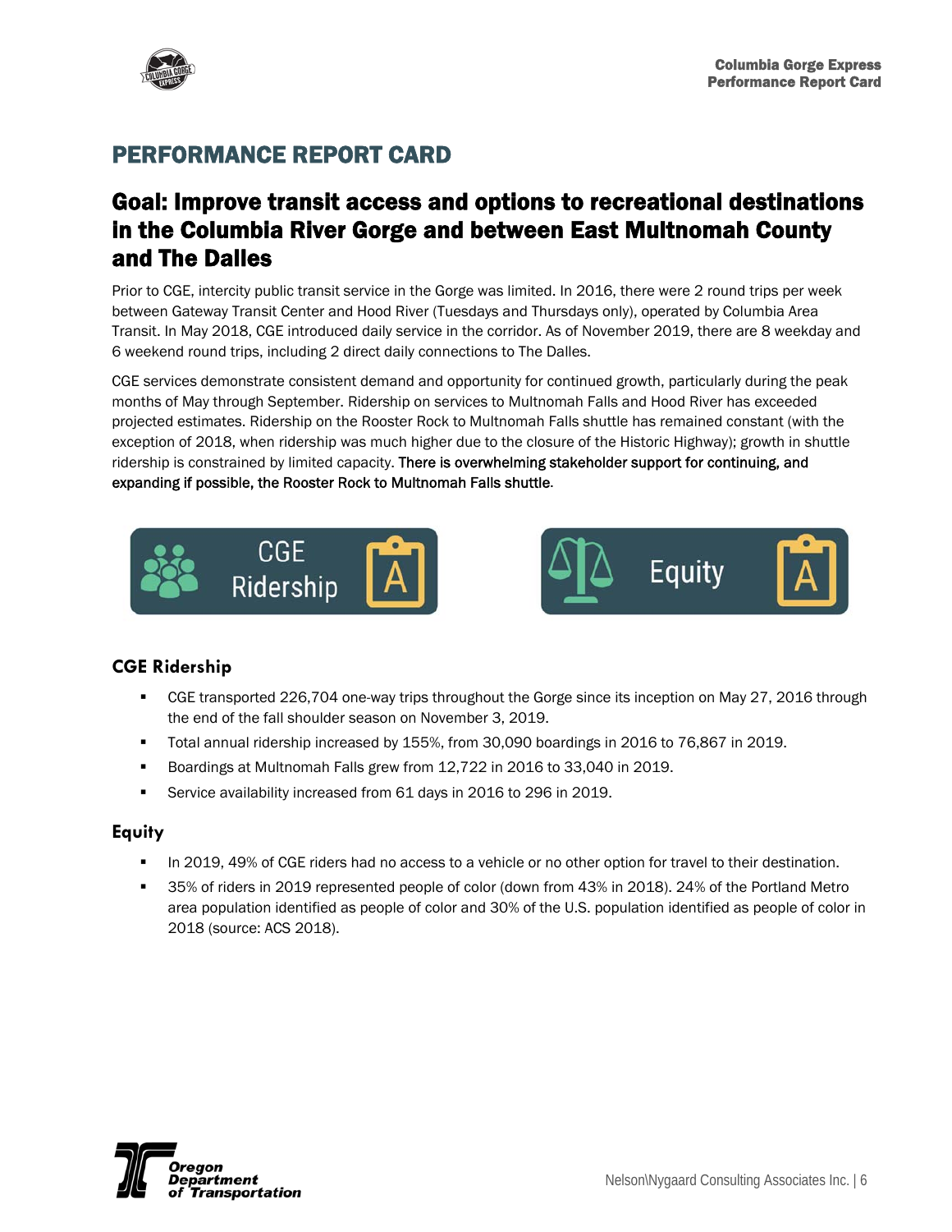# PERFORMANCE REPORT CARD

## Goal: Improve transit access and options to recreational destinations in the Columbia River Gorge and between East Multnomah County and The Dalles

Prior to CGE, intercity public transit service in the Gorge was limited. In 2016, there were 2 round trips per week between Gateway Transit Center and Hood River (Tuesdays and Thursdays only), operated by Columbia Area Transit. In May 2018, CGE introduced daily service in the corridor. As of November 2019, there are 8 weekday and 6 weekend round trips, including 2 direct daily connections to The Dalles.

CGE services demonstrate consistent demand and opportunity for continued growth, particularly during the peak months of May through September. Ridership on services to Multnomah Falls and Hood River has exceeded projected estimates. Ridership on the Rooster Rock to Multnomah Falls shuttle has remained constant (with the exception of 2018, when ridership was much higher due to the closure of the Historic Highway); growth in shuttle ridership is constrained by limited capacity. **There is overwhelming stakeholder support for continuing, and expanding if possible, the Rooster Rock to Multnomah Falls shuttle.**

CGE Ridership — A

Equity — A

### CGE Ridership

- CGE transported 226,704 one-way trips throughout the Gorge since its inception on May 27, 2016 through the end of the fall shoulder season on November 3, 2019.
- Total annual ridership increased by 155%, from 30,090 boardings in 2016 to 76,867 in 2019.
- Boardings at Multnomah Falls grew from 12,722 in 2016 to 33,040 in 2019.
- Service availability increased from 61 days in 2016 to 296 in 2019.

### Equity

- In 2019, 49% of CGE riders had no access to a vehicle or no other option for travel to their destination.
- 35% of riders in 2019 represented people of color (down from 43% in 2018). 24% of the Portland Metro area population identified as people of color and 30% of the U.S. population identified as people of color in 2018 (source: ACS 2018).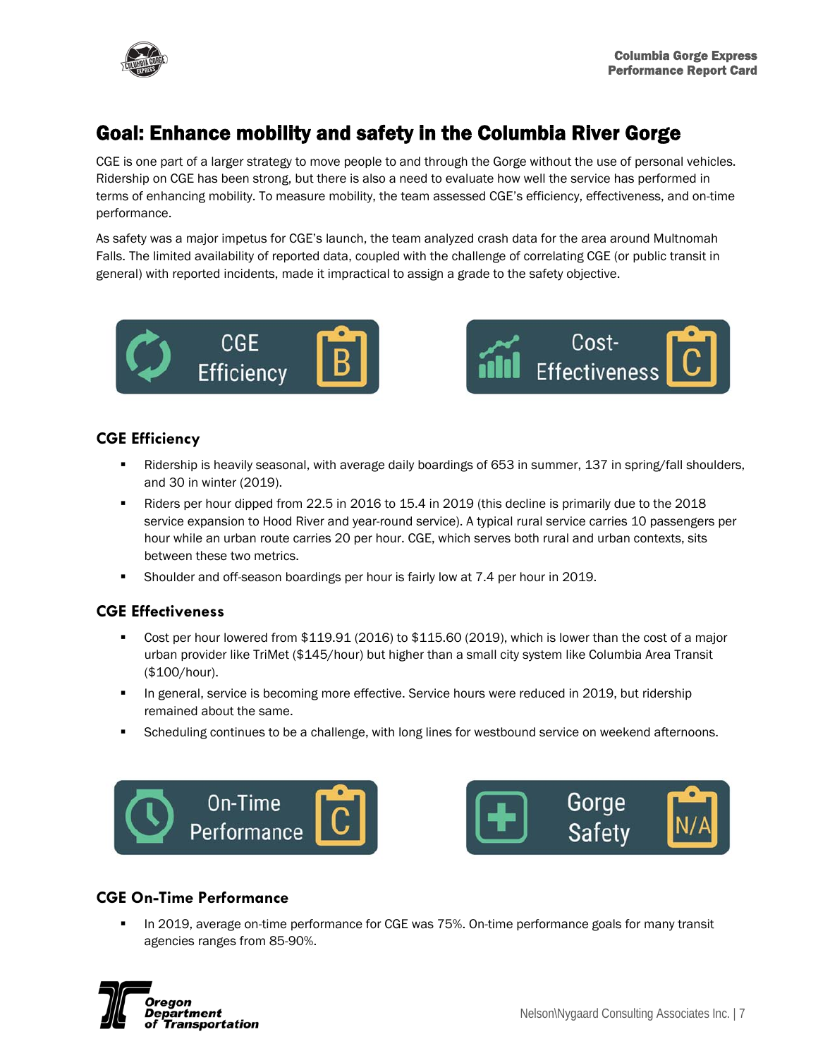## Goal: Enhance mobility and safety in the Columbia River Gorge

CGE is one part of a larger strategy to move people to and through the Gorge without the use of personal vehicles. Ridership on CGE has been strong, but there is also a need to evaluate how well the service has performed in terms of enhancing mobility. To measure mobility, the team assessed CGE's efficiency, effectiveness, and on-time performance.

As safety was a major impetus for CGE's launch, the team analyzed crash data for the area around Multnomah Falls. The limited availability of reported data, coupled with the challenge of correlating CGE (or public transit in general) with reported incidents, made it impractical to assign a grade to the safety objective.

CGE Efficiency: B

Cost-Effectiveness: C

### CGE Efficiency

- Ridership is heavily seasonal, with average daily boardings of 653 in summer, 137 in spring/fall shoulders, and 30 in winter (2019).
- Riders per hour dipped from 22.5 in 2016 to 15.4 in 2019 (this decline is primarily due to the 2018 service expansion to Hood River and year-round service). A typical rural service carries 10 passengers per hour while an urban route carries 20 per hour. CGE, which serves both rural and urban contexts, sits between these two metrics.
- Shoulder and off-season boardings per hour is fairly low at 7.4 per hour in 2019.

### CGE Effectiveness

- Cost per hour lowered from $119.91 (2016) to $115.60 (2019), which is lower than the cost of a major urban provider like TriMet ($145/hour) but higher than a small city system like Columbia Area Transit ($100/hour).
- In general, service is becoming more effective. Service hours were reduced in 2019, but ridership remained about the same.
- Scheduling continues to be a challenge, with long lines for westbound service on weekend afternoons.

On-Time Performance: C

Gorge Safety: N/A

### CGE On-Time Performance

- In 2019, average on-time performance for CGE was 75%. On-time performance goals for many transit agencies ranges from 85-90%.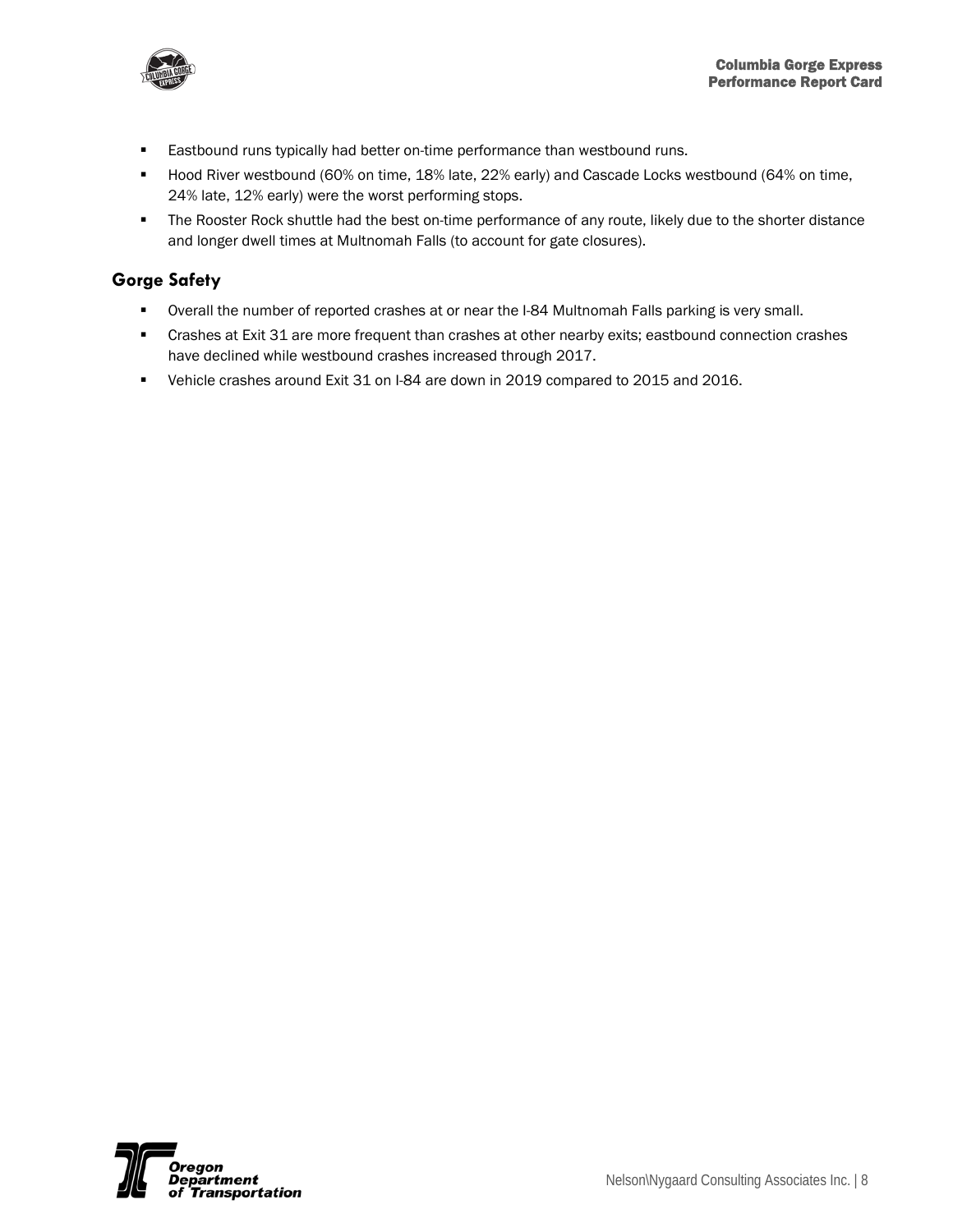- Eastbound runs typically had better on-time performance than westbound runs.
- Hood River westbound (60% on time, 18% late, 22% early) and Cascade Locks westbound (64% on time, 24% late, 12% early) were the worst performing stops.
- The Rooster Rock shuttle had the best on-time performance of any route, likely due to the shorter distance and longer dwell times at Multnomah Falls (to account for gate closures).

## Gorge Safety

- Overall the number of reported crashes at or near the I-84 Multnomah Falls parking is very small.
- Crashes at Exit 31 are more frequent than crashes at other nearby exits; eastbound connection crashes have declined while westbound crashes increased through 2017.
- Vehicle crashes around Exit 31 on I-84 are down in 2019 compared to 2015 and 2016.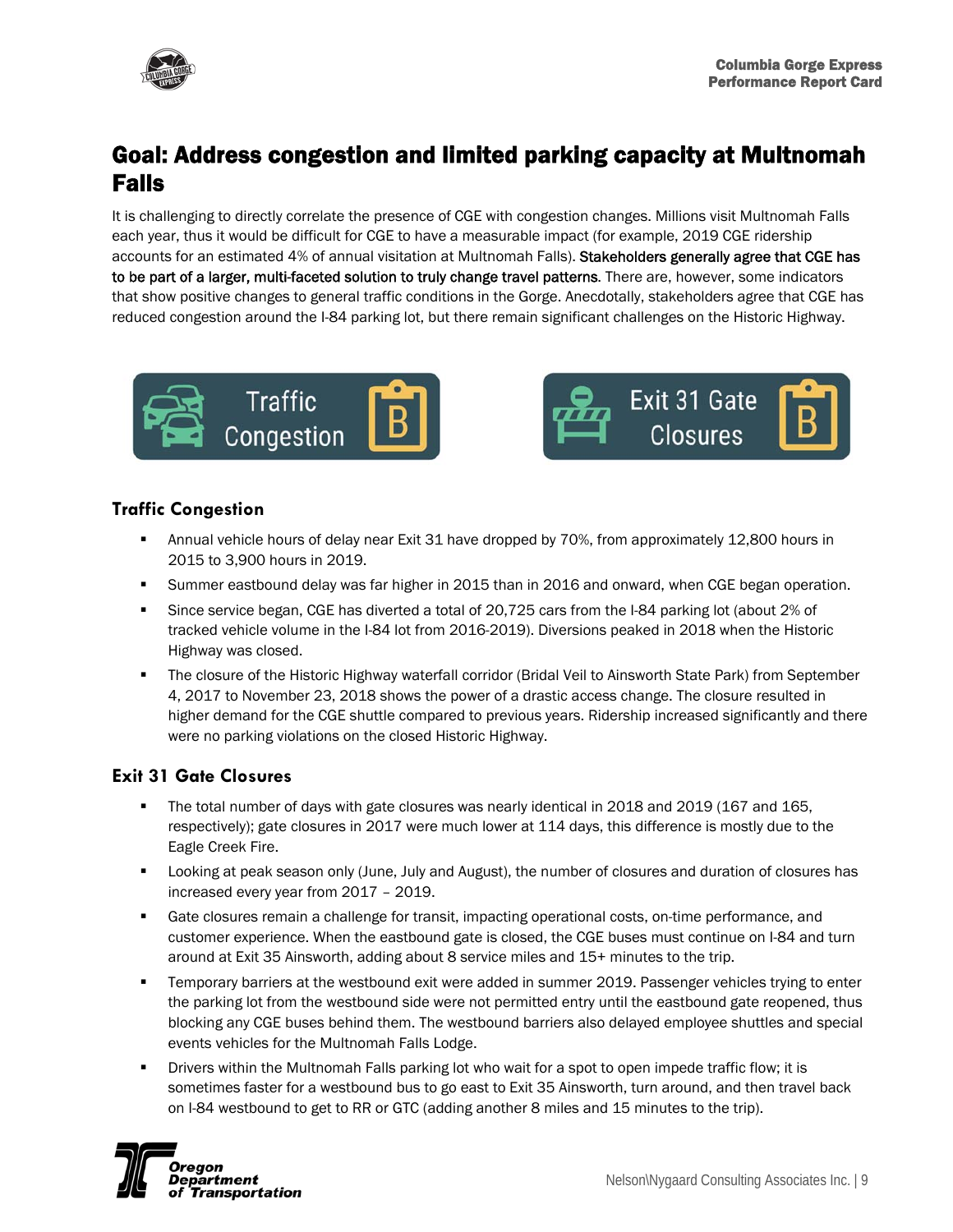# Goal: Address congestion and limited parking capacity at Multnomah Falls

It is challenging to directly correlate the presence of CGE with congestion changes. Millions visit Multnomah Falls each year, thus it would be difficult for CGE to have a measurable impact (for example, 2019 CGE ridership accounts for an estimated 4% of annual visitation at Multnomah Falls). **Stakeholders generally agree that CGE has to be part of a larger, multi-faceted solution to truly change travel patterns.** There are, however, some indicators that show positive changes to general traffic conditions in the Gorge. Anecdotally, stakeholders agree that CGE has reduced congestion around the I-84 parking lot, but there remain significant challenges on the Historic Highway.

Traffic Congestion: B

Exit 31 Gate Closures: B

### Traffic Congestion

- Annual vehicle hours of delay near Exit 31 have dropped by 70%, from approximately 12,800 hours in 2015 to 3,900 hours in 2019.
- Summer eastbound delay was far higher in 2015 than in 2016 and onward, when CGE began operation.
- Since service began, CGE has diverted a total of 20,725 cars from the I-84 parking lot (about 2% of tracked vehicle volume in the I-84 lot from 2016-2019). Diversions peaked in 2018 when the Historic Highway was closed.
- The closure of the Historic Highway waterfall corridor (Bridal Veil to Ainsworth State Park) from September 4, 2017 to November 23, 2018 shows the power of a drastic access change. The closure resulted in higher demand for the CGE shuttle compared to previous years. Ridership increased significantly and there were no parking violations on the closed Historic Highway.

### Exit 31 Gate Closures

- The total number of days with gate closures was nearly identical in 2018 and 2019 (167 and 165, respectively); gate closures in 2017 were much lower at 114 days, this difference is mostly due to the Eagle Creek Fire.
- Looking at peak season only (June, July and August), the number of closures and duration of closures has increased every year from 2017 – 2019.
- Gate closures remain a challenge for transit, impacting operational costs, on-time performance, and customer experience. When the eastbound gate is closed, the CGE buses must continue on I-84 and turn around at Exit 35 Ainsworth, adding about 8 service miles and 15+ minutes to the trip.
- Temporary barriers at the westbound exit were added in summer 2019. Passenger vehicles trying to enter the parking lot from the westbound side were not permitted entry until the eastbound gate reopened, thus blocking any CGE buses behind them. The westbound barriers also delayed employee shuttles and special events vehicles for the Multnomah Falls Lodge.
- Drivers within the Multnomah Falls parking lot who wait for a spot to open impede traffic flow; it is sometimes faster for a westbound bus to go east to Exit 35 Ainsworth, turn around, and then travel back on I-84 westbound to get to RR or GTC (adding another 8 miles and 15 minutes to the trip).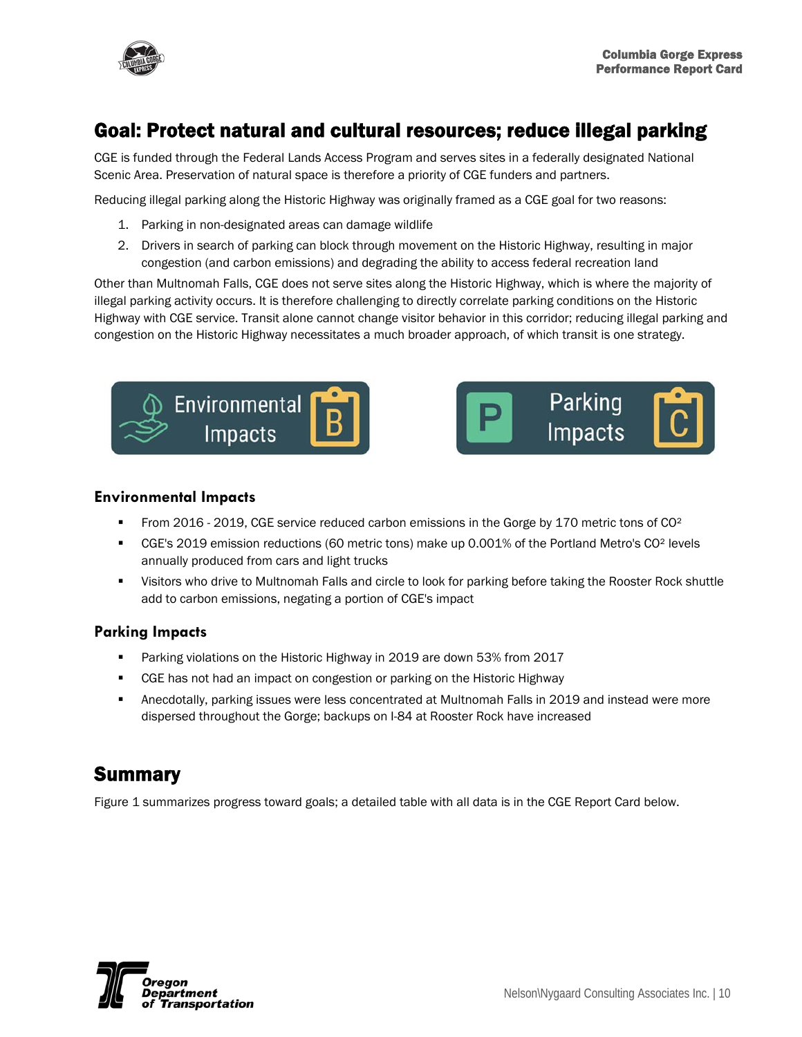## Goal: Protect natural and cultural resources; reduce illegal parking

CGE is funded through the Federal Lands Access Program and serves sites in a federally designated National Scenic Area. Preservation of natural space is therefore a priority of CGE funders and partners.

Reducing illegal parking along the Historic Highway was originally framed as a CGE goal for two reasons:

1. Parking in non-designated areas can damage wildlife
2. Drivers in search of parking can block through movement on the Historic Highway, resulting in major congestion (and carbon emissions) and degrading the ability to access federal recreation land

Other than Multnomah Falls, CGE does not serve sites along the Historic Highway, which is where the majority of illegal parking activity occurs. It is therefore challenging to directly correlate parking conditions on the Historic Highway with CGE service. Transit alone cannot change visitor behavior in this corridor; reducing illegal parking and congestion on the Historic Highway necessitates a much broader approach, of which transit is one strategy.

Environmental Impacts **B**

Parking Impacts **C**

### Environmental Impacts

- From 2016 - 2019, CGE service reduced carbon emissions in the Gorge by 170 metric tons of $CO^2$
- CGE's 2019 emission reductions (60 metric tons) make up 0.001% of the Portland Metro's $CO^2$ levels annually produced from cars and light trucks
- Visitors who drive to Multnomah Falls and circle to look for parking before taking the Rooster Rock shuttle add to carbon emissions, negating a portion of CGE's impact

### Parking Impacts

- Parking violations on the Historic Highway in 2019 are down 53% from 2017
- CGE has not had an impact on congestion or parking on the Historic Highway
- Anecdotally, parking issues were less concentrated at Multnomah Falls in 2019 and instead were more dispersed throughout the Gorge; backups on I-84 at Rooster Rock have increased

## Summary

Figure 1 summarizes progress toward goals; a detailed table with all data is in the CGE Report Card below.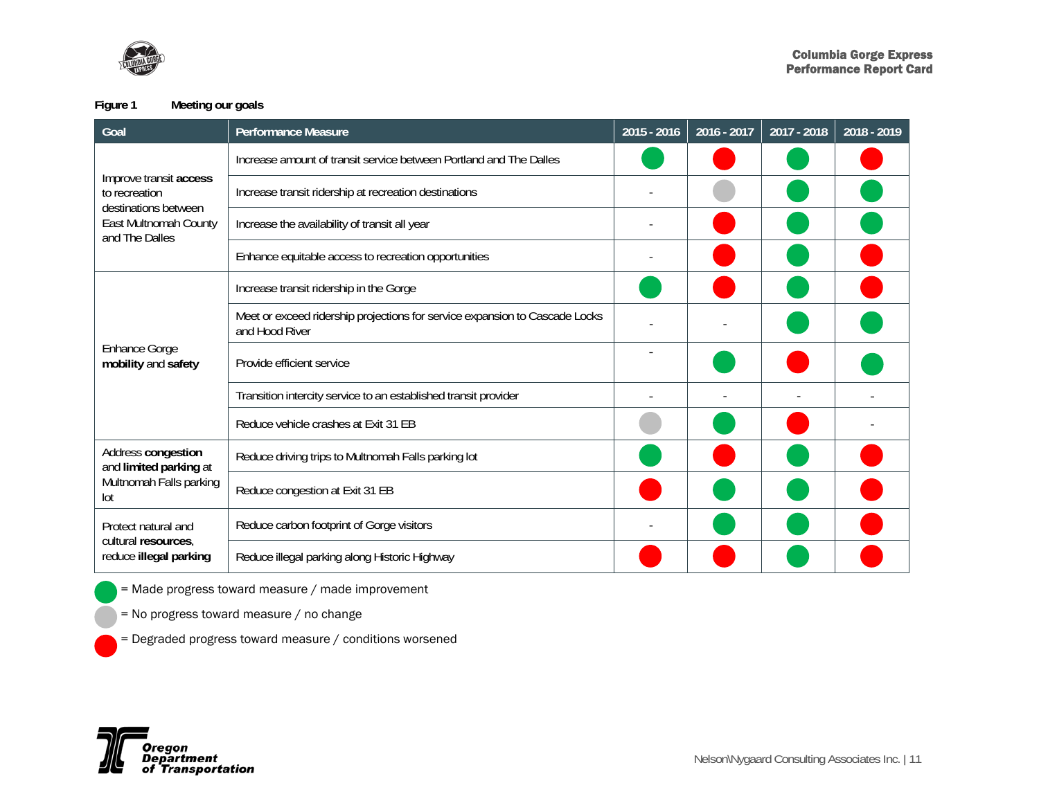**Figure 1 Meeting our goals**

| Goal | Performance Measure | 2015 - 2016 | 2016 - 2017 | 2017 - 2018 | 2018 - 2019 |
|---|---|---|---|---|---|
| Improve transit **access** to recreation destinations between East Multnomah County and The Dalles | Increase amount of transit service between Portland and The Dalles | Green | Red | Green | Red |
| | Increase transit ridership at recreation destinations | - | Gray | Green | Green |
| | Increase the availability of transit all year | - | Red | Green | Green |
| | Enhance equitable access to recreation opportunities | - | Red | Green | Red |
| Enhance Gorge **mobility** and **safety** | Increase transit ridership in the Gorge | Green | Red | Green | Red |
| | Meet or exceed ridership projections for service expansion to Cascade Locks and Hood River | - | - | Green | Green |
| | Provide efficient service | - | Green | Red | Green |
| | Transition intercity service to an established transit provider | - | - | - | - |
| | Reduce vehicle crashes at Exit 31 EB | Gray | Green | Red | - |
| Address **congestion** and **limited parking** at Multnomah Falls parking lot | Reduce driving trips to Multnomah Falls parking lot | Green | Red | Green | Red |
| | Reduce congestion at Exit 31 EB | Red | Green | Green | Red |
| Protect natural and cultural **resources**, reduce **illegal parking** | Reduce carbon footprint of Gorge visitors | - | Green | Green | Red |
| | Reduce illegal parking along Historic Highway | Red | Red | Green | Red |

Green = Made progress toward measure / made improvement

Gray = No progress toward measure / no change

Red = Degraded progress toward measure / conditions worsened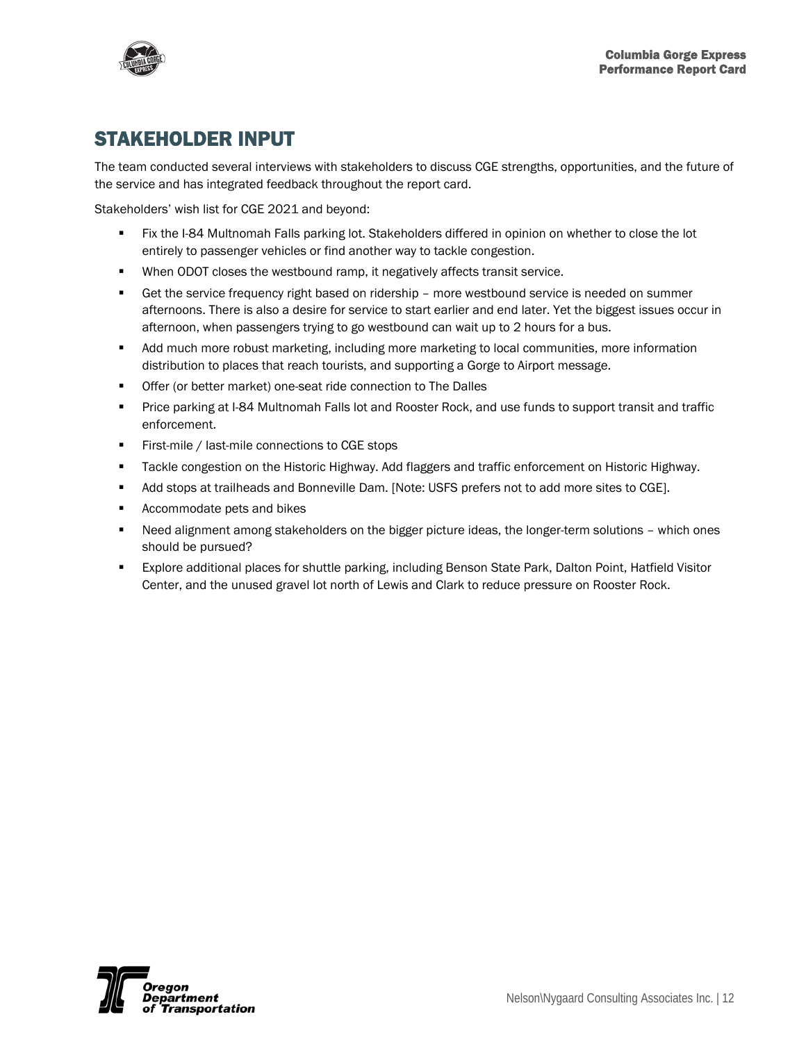## STAKEHOLDER INPUT

The team conducted several interviews with stakeholders to discuss CGE strengths, opportunities, and the future of the service and has integrated feedback throughout the report card.

Stakeholders' wish list for CGE 2021 and beyond:

- Fix the I-84 Multnomah Falls parking lot. Stakeholders differed in opinion on whether to close the lot entirely to passenger vehicles or find another way to tackle congestion.
- When ODOT closes the westbound ramp, it negatively affects transit service.
- Get the service frequency right based on ridership – more westbound service is needed on summer afternoons. There is also a desire for service to start earlier and end later. Yet the biggest issues occur in afternoon, when passengers trying to go westbound can wait up to 2 hours for a bus.
- Add much more robust marketing, including more marketing to local communities, more information distribution to places that reach tourists, and supporting a Gorge to Airport message.
- Offer (or better market) one-seat ride connection to The Dalles
- Price parking at I-84 Multnomah Falls lot and Rooster Rock, and use funds to support transit and traffic enforcement.
- First-mile / last-mile connections to CGE stops
- Tackle congestion on the Historic Highway. Add flaggers and traffic enforcement on Historic Highway.
- Add stops at trailheads and Bonneville Dam. [Note: USFS prefers not to add more sites to CGE].
- Accommodate pets and bikes
- Need alignment among stakeholders on the bigger picture ideas, the longer-term solutions – which ones should be pursued?
- Explore additional places for shuttle parking, including Benson State Park, Dalton Point, Hatfield Visitor Center, and the unused gravel lot north of Lewis and Clark to reduce pressure on Rooster Rock.